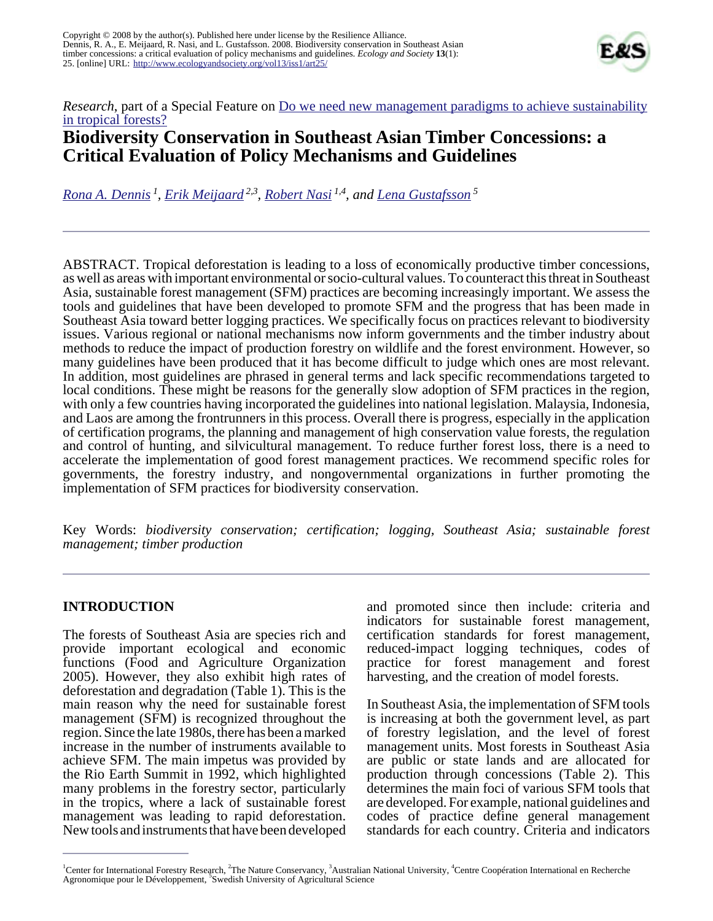Copyright © 2008 by the author(s). Published here under license by the Resilience Alliance.
Dennis, R. A., E. Meijaard, R. Nasi, and L. Gustafsson. 2008. Biodiversity conservation in Southeast Asian timber concessions: a critical evaluation of policy mechanisms and guidelines. *Ecology and Society* **13**(1): 25. [online] URL: http://www.ecologyandsociety.org/vol13/iss1/art25/

*Research*, part of a Special Feature on Do we need new management paradigms to achieve sustainability in tropical forests?

# Biodiversity Conservation in Southeast Asian Timber Concessions: a Critical Evaluation of Policy Mechanisms and Guidelines

*Rona A. Dennis* [1], *Erik Meijaard* [2,3], *Robert Nasi* [1,4], *and Lena Gustafsson* [5]

ABSTRACT. Tropical deforestation is leading to a loss of economically productive timber concessions, as well as areas with important environmental or socio-cultural values. To counteract this threat in Southeast Asia, sustainable forest management (SFM) practices are becoming increasingly important. We assess the tools and guidelines that have been developed to promote SFM and the progress that has been made in Southeast Asia toward better logging practices. We specifically focus on practices relevant to biodiversity issues. Various regional or national mechanisms now inform governments and the timber industry about methods to reduce the impact of production forestry on wildlife and the forest environment. However, so many guidelines have been produced that it has become difficult to judge which ones are most relevant. In addition, most guidelines are phrased in general terms and lack specific recommendations targeted to local conditions. These might be reasons for the generally slow adoption of SFM practices in the region, with only a few countries having incorporated the guidelines into national legislation. Malaysia, Indonesia, and Laos are among the frontrunners in this process. Overall there is progress, especially in the application of certification programs, the planning and management of high conservation value forests, the regulation and control of hunting, and silvicultural management. To reduce further forest loss, there is a need to accelerate the implementation of good forest management practices. We recommend specific roles for governments, the forestry industry, and nongovernmental organizations in further promoting the implementation of SFM practices for biodiversity conservation.

Key Words: *biodiversity conservation; certification; logging, Southeast Asia; sustainable forest management; timber production*

## INTRODUCTION

The forests of Southeast Asia are species rich and provide important ecological and economic functions (Food and Agriculture Organization 2005). However, they also exhibit high rates of deforestation and degradation (Table 1). This is the main reason why the need for sustainable forest management (SFM) is recognized throughout the region. Since the late 1980s, there has been a marked increase in the number of instruments available to achieve SFM. The main impetus was provided by the Rio Earth Summit in 1992, which highlighted many problems in the forestry sector, particularly in the tropics, where a lack of sustainable forest management was leading to rapid deforestation. New tools and instruments that have been developed and promoted since then include: criteria and indicators for sustainable forest management, certification standards for forest management, reduced-impact logging techniques, codes of practice for forest management and forest harvesting, and the creation of model forests.

In Southeast Asia, the implementation of SFM tools is increasing at both the government level, as part of forestry legislation, and the level of forest management units. Most forests in Southeast Asia are public or state lands and are allocated for production through concessions (Table 2). This determines the main foci of various SFM tools that are developed. For example, national guidelines and codes of practice define general management standards for each country. Criteria and indicators

[1] Center for International Forestry Research, [2] The Nature Conservancy, [3] Australian National University, [4] Centre Coopération International en Recherche Agronomique pour le Développement, [5] Swedish University of Agricultural Science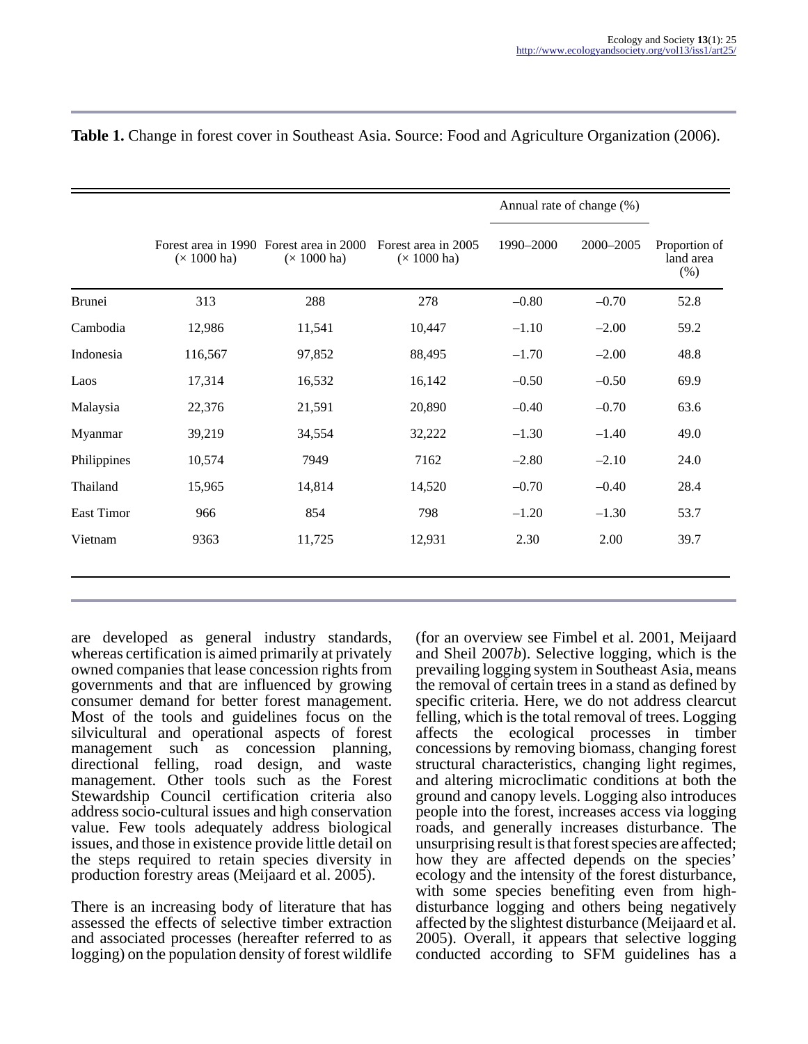**Table 1.** Change in forest cover in Southeast Asia. Source: Food and Agriculture Organization (2006).

| | Forest area in 1990 (× 1000 ha) | Forest area in 2000 (× 1000 ha) | Forest area in 2005 (× 1000 ha) | Annual rate of change (%) | | Proportion of land area (%) |
|---|---|---|---|---|---|---|
| | | | | 1990–2000 | 2000–2005 | |
| Brunei | 313 | 288 | 278 | –0.80 | –0.70 | 52.8 |
| Cambodia | 12,986 | 11,541 | 10,447 | –1.10 | –2.00 | 59.2 |
| Indonesia | 116,567 | 97,852 | 88,495 | –1.70 | –2.00 | 48.8 |
| Laos | 17,314 | 16,532 | 16,142 | –0.50 | –0.50 | 69.9 |
| Malaysia | 22,376 | 21,591 | 20,890 | –0.40 | –0.70 | 63.6 |
| Myanmar | 39,219 | 34,554 | 32,222 | –1.30 | –1.40 | 49.0 |
| Philippines | 10,574 | 7949 | 7162 | –2.80 | –2.10 | 24.0 |
| Thailand | 15,965 | 14,814 | 14,520 | –0.70 | –0.40 | 28.4 |
| East Timor | 966 | 854 | 798 | –1.20 | –1.30 | 53.7 |
| Vietnam | 9363 | 11,725 | 12,931 | 2.30 | 2.00 | 39.7 |

are developed as general industry standards, whereas certification is aimed primarily at privately owned companies that lease concession rights from governments and that are influenced by growing consumer demand for better forest management. Most of the tools and guidelines focus on the silvicultural and operational aspects of forest management such as concession planning, directional felling, road design, and waste management. Other tools such as the Forest Stewardship Council certification criteria also address socio-cultural issues and high conservation value. Few tools adequately address biological issues, and those in existence provide little detail on the steps required to retain species diversity in production forestry areas (Meijaard et al. 2005).

There is an increasing body of literature that has assessed the effects of selective timber extraction and associated processes (hereafter referred to as logging) on the population density of forest wildlife (for an overview see Fimbel et al. 2001, Meijaard and Sheil 2007*b*). Selective logging, which is the prevailing logging system in Southeast Asia, means the removal of certain trees in a stand as defined by specific criteria. Here, we do not address clearcut felling, which is the total removal of trees. Logging affects the ecological processes in timber concessions by removing biomass, changing forest structural characteristics, changing light regimes, and altering microclimatic conditions at both the ground and canopy levels. Logging also introduces people into the forest, increases access via logging roads, and generally increases disturbance. The unsurprising result is that forest species are affected; how they are affected depends on the species' ecology and the intensity of the forest disturbance, with some species benefiting even from high-disturbance logging and others being negatively affected by the slightest disturbance (Meijaard et al. 2005). Overall, it appears that selective logging conducted according to SFM guidelines has a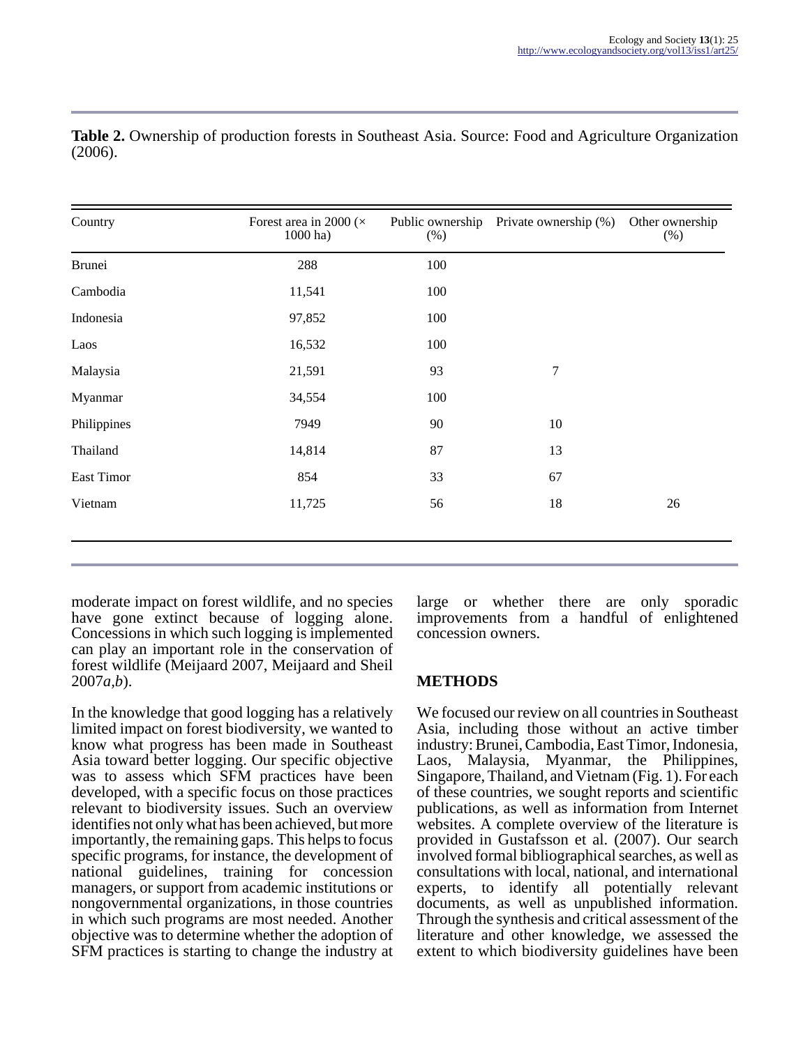**Table 2.** Ownership of production forests in Southeast Asia. Source: Food and Agriculture Organization (2006).

| Country | Forest area in 2000 (× 1000 ha) | Public ownership (%) | Private ownership (%) | Other ownership (%) |
|---|---|---|---|---|
| Brunei | 288 | 100 | | |
| Cambodia | 11,541 | 100 | | |
| Indonesia | 97,852 | 100 | | |
| Laos | 16,532 | 100 | | |
| Malaysia | 21,591 | 93 | 7 | |
| Myanmar | 34,554 | 100 | | |
| Philippines | 7949 | 90 | 10 | |
| Thailand | 14,814 | 87 | 13 | |
| East Timor | 854 | 33 | 67 | |
| Vietnam | 11,725 | 56 | 18 | 26 |

moderate impact on forest wildlife, and no species have gone extinct because of logging alone. Concessions in which such logging is implemented can play an important role in the conservation of forest wildlife (Meijaard 2007, Meijaard and Sheil 2007*a,b*).

In the knowledge that good logging has a relatively limited impact on forest biodiversity, we wanted to know what progress has been made in Southeast Asia toward better logging. Our specific objective was to assess which SFM practices have been developed, with a specific focus on those practices relevant to biodiversity issues. Such an overview identifies not only what has been achieved, but more importantly, the remaining gaps. This helps to focus specific programs, for instance, the development of national guidelines, training for concession managers, or support from academic institutions or nongovernmental organizations, in those countries in which such programs are most needed. Another objective was to determine whether the adoption of SFM practices is starting to change the industry at large or whether there are only sporadic improvements from a handful of enlightened concession owners.

## METHODS

We focused our review on all countries in Southeast Asia, including those without an active timber industry: Brunei, Cambodia, East Timor, Indonesia, Laos, Malaysia, Myanmar, the Philippines, Singapore, Thailand, and Vietnam (Fig. 1). For each of these countries, we sought reports and scientific publications, as well as information from Internet websites. A complete overview of the literature is provided in Gustafsson et al. (2007). Our search involved formal bibliographical searches, as well as consultations with local, national, and international experts, to identify all potentially relevant documents, as well as unpublished information. Through the synthesis and critical assessment of the literature and other knowledge, we assessed the extent to which biodiversity guidelines have been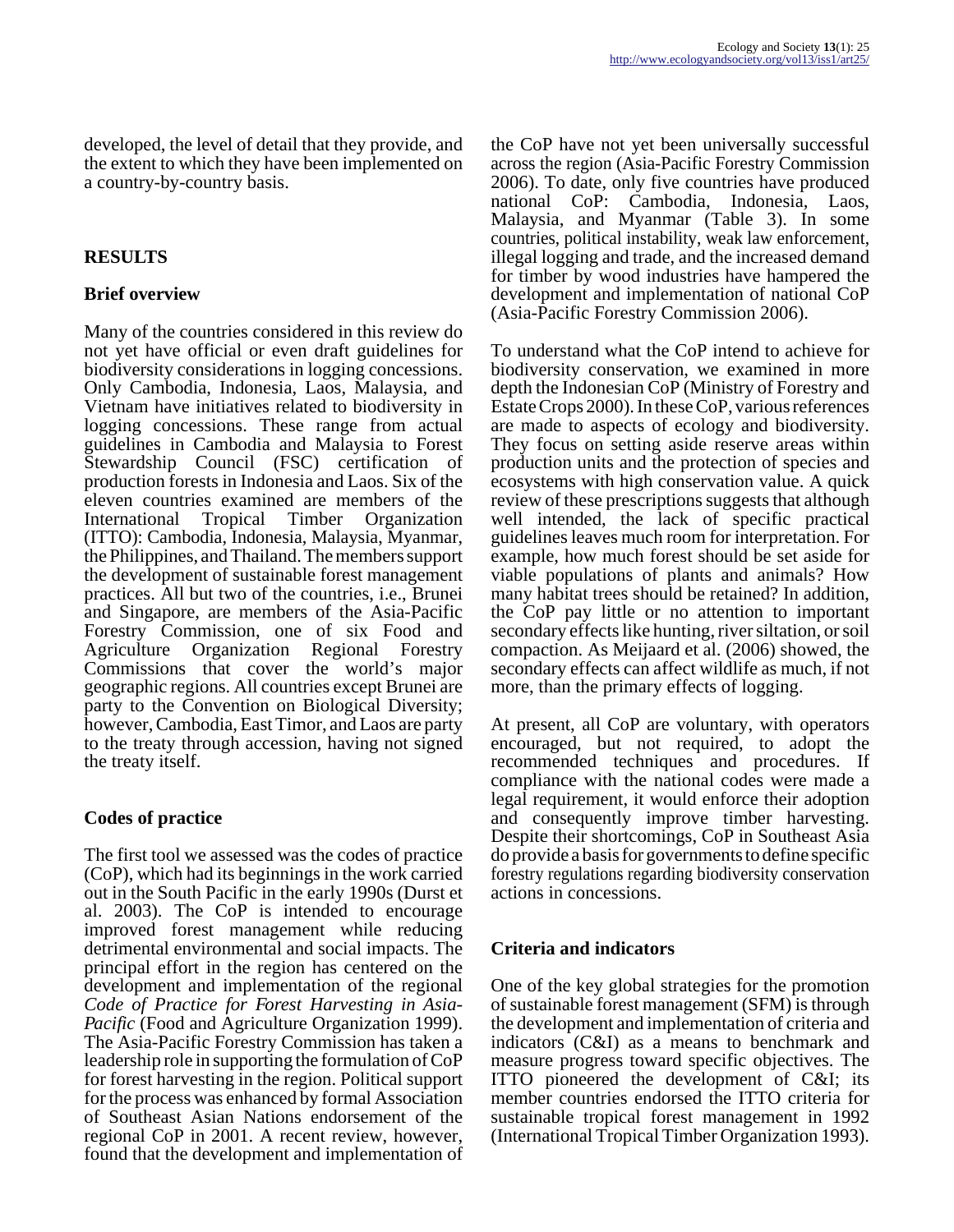developed, the level of detail that they provide, and the extent to which they have been implemented on a country-by-country basis.

## RESULTS

### Brief overview

Many of the countries considered in this review do not yet have official or even draft guidelines for biodiversity considerations in logging concessions. Only Cambodia, Indonesia, Laos, Malaysia, and Vietnam have initiatives related to biodiversity in logging concessions. These range from actual guidelines in Cambodia and Malaysia to Forest Stewardship Council (FSC) certification of production forests in Indonesia and Laos. Six of the eleven countries examined are members of the International Tropical Timber Organization (ITTO): Cambodia, Indonesia, Malaysia, Myanmar, the Philippines, and Thailand. The members support the development of sustainable forest management practices. All but two of the countries, i.e., Brunei and Singapore, are members of the Asia-Pacific Forestry Commission, one of six Food and Agriculture Organization Regional Forestry Commissions that cover the world's major geographic regions. All countries except Brunei are party to the Convention on Biological Diversity; however, Cambodia, East Timor, and Laos are party to the treaty through accession, having not signed the treaty itself.

### Codes of practice

The first tool we assessed was the codes of practice (CoP), which had its beginnings in the work carried out in the South Pacific in the early 1990s (Durst et al. 2003). The CoP is intended to encourage improved forest management while reducing detrimental environmental and social impacts. The principal effort in the region has centered on the development and implementation of the regional *Code of Practice for Forest Harvesting in Asia-Pacific* (Food and Agriculture Organization 1999). The Asia-Pacific Forestry Commission has taken a leadership role in supporting the formulation of CoP for forest harvesting in the region. Political support for the process was enhanced by formal Association of Southeast Asian Nations endorsement of the regional CoP in 2001. A recent review, however, found that the development and implementation of the CoP have not yet been universally successful across the region (Asia-Pacific Forestry Commission 2006). To date, only five countries have produced national CoP: Cambodia, Indonesia, Laos, Malaysia, and Myanmar (Table 3). In some countries, political instability, weak law enforcement, illegal logging and trade, and the increased demand for timber by wood industries have hampered the development and implementation of national CoP (Asia-Pacific Forestry Commission 2006).

To understand what the CoP intend to achieve for biodiversity conservation, we examined in more depth the Indonesian CoP (Ministry of Forestry and Estate Crops 2000). In these CoP, various references are made to aspects of ecology and biodiversity. They focus on setting aside reserve areas within production units and the protection of species and ecosystems with high conservation value. A quick review of these prescriptions suggests that although well intended, the lack of specific practical guidelines leaves much room for interpretation. For example, how much forest should be set aside for viable populations of plants and animals? How many habitat trees should be retained? In addition, the CoP pay little or no attention to important secondary effects like hunting, river siltation, or soil compaction. As Meijaard et al. (2006) showed, the secondary effects can affect wildlife as much, if not more, than the primary effects of logging.

At present, all CoP are voluntary, with operators encouraged, but not required, to adopt the recommended techniques and procedures. If compliance with the national codes were made a legal requirement, it would enforce their adoption and consequently improve timber harvesting. Despite their shortcomings, CoP in Southeast Asia do provide a basis for governments to define specific forestry regulations regarding biodiversity conservation actions in concessions.

### Criteria and indicators

One of the key global strategies for the promotion of sustainable forest management (SFM) is through the development and implementation of criteria and indicators (C&I) as a means to benchmark and measure progress toward specific objectives. The ITTO pioneered the development of C&I; its member countries endorsed the ITTO criteria for sustainable tropical forest management in 1992 (International Tropical Timber Organization 1993).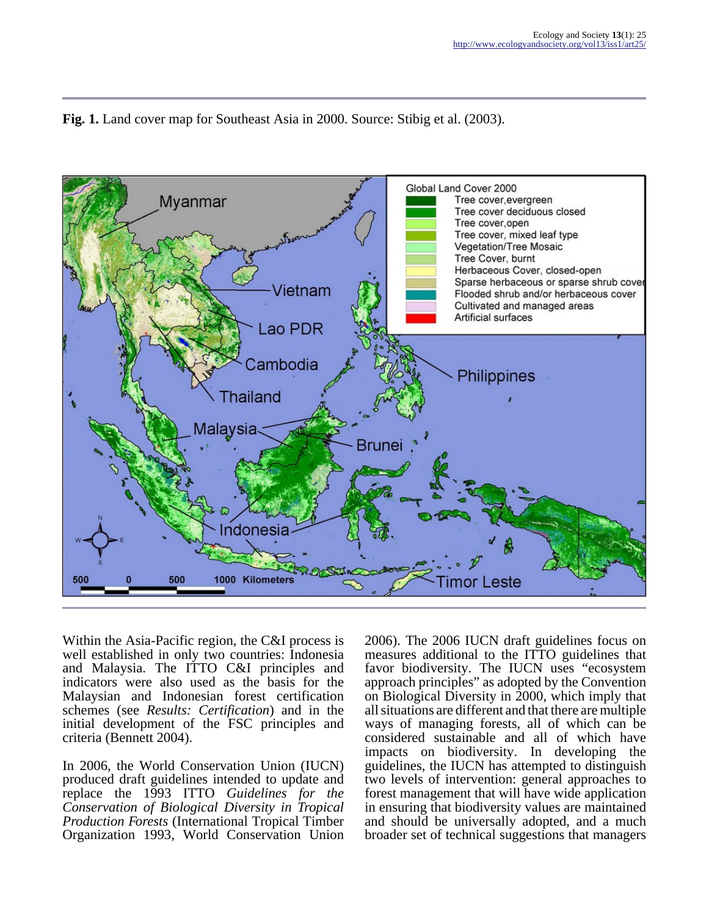**Fig. 1.** Land cover map for Southeast Asia in 2000. Source: Stibig et al. (2003).

Within the Asia-Pacific region, the C&I process is well established in only two countries: Indonesia and Malaysia. The ITTO C&I principles and indicators were also used as the basis for the Malaysian and Indonesian forest certification schemes (see *Results: Certification*) and in the initial development of the FSC principles and criteria (Bennett 2004).

In 2006, the World Conservation Union (IUCN) produced draft guidelines intended to update and replace the 1993 ITTO *Guidelines for the Conservation of Biological Diversity in Tropical Production Forests* (International Tropical Timber Organization 1993, World Conservation Union 2006). The 2006 IUCN draft guidelines focus on measures additional to the ITTO guidelines that favor biodiversity. The IUCN uses "ecosystem approach principles" as adopted by the Convention on Biological Diversity in 2000, which imply that all situations are different and that there are multiple ways of managing forests, all of which can be considered sustainable and all of which have impacts on biodiversity. In developing the guidelines, the IUCN has attempted to distinguish two levels of intervention: general approaches to forest management that will have wide application in ensuring that biodiversity values are maintained and should be universally adopted, and a much broader set of technical suggestions that managers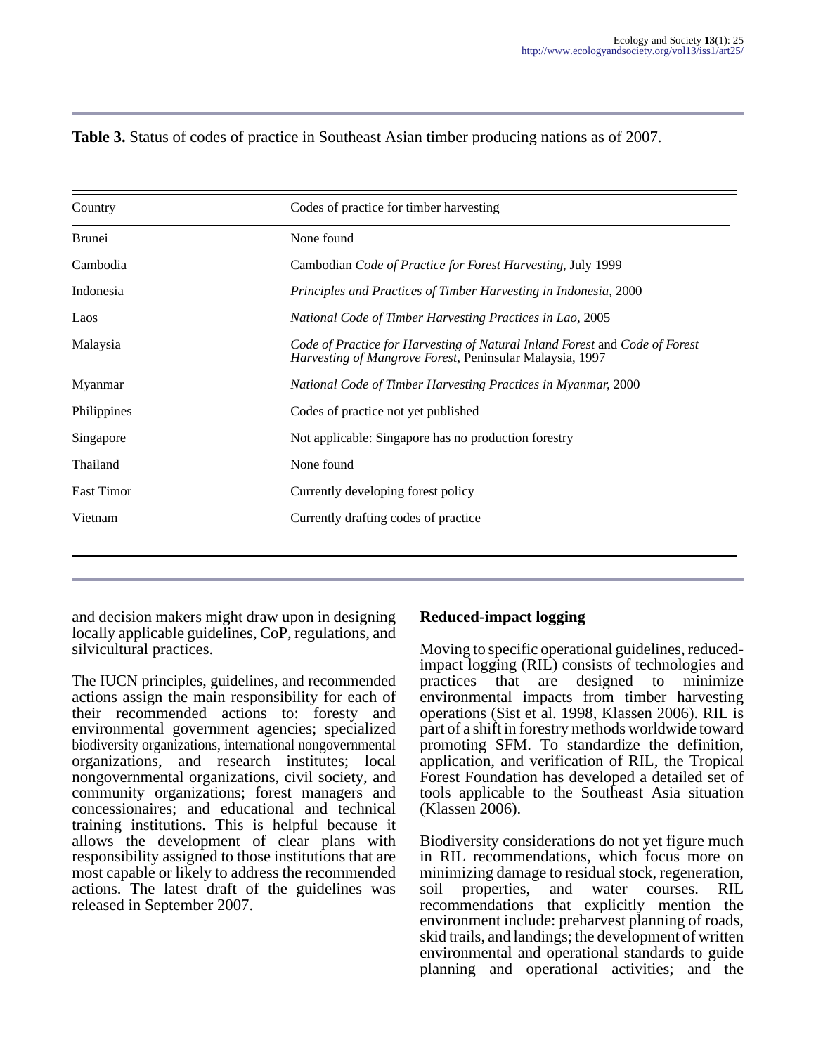**Table 3.** Status of codes of practice in Southeast Asian timber producing nations as of 2007.

| Country | Codes of practice for timber harvesting |
|---|---|
| Brunei | None found |
| Cambodia | Cambodian *Code of Practice for Forest Harvesting,* July 1999 |
| Indonesia | *Principles and Practices of Timber Harvesting in Indonesia,* 2000 |
| Laos | *National Code of Timber Harvesting Practices in Lao,* 2005 |
| Malaysia | *Code of Practice for Harvesting of Natural Inland Forest* and *Code of Forest Harvesting of Mangrove Forest,* Peninsular Malaysia, 1997 |
| Myanmar | *National Code of Timber Harvesting Practices in Myanmar,* 2000 |
| Philippines | Codes of practice not yet published |
| Singapore | Not applicable: Singapore has no production forestry |
| Thailand | None found |
| East Timor | Currently developing forest policy |
| Vietnam | Currently drafting codes of practice |

and decision makers might draw upon in designing locally applicable guidelines, CoP, regulations, and silvicultural practices.

The IUCN principles, guidelines, and recommended actions assign the main responsibility for each of their recommended actions to: foresty and environmental government agencies; specialized biodiversity organizations, international nongovernmental organizations, and research institutes; local nongovernmental organizations, civil society, and community organizations; forest managers and concessionaires; and educational and technical training institutions. This is helpful because it allows the development of clear plans with responsibility assigned to those institutions that are most capable or likely to address the recommended actions. The latest draft of the guidelines was released in September 2007.

## Reduced-impact logging

Moving to specific operational guidelines, reduced-impact logging (RIL) consists of technologies and practices that are designed to minimize environmental impacts from timber harvesting operations (Sist et al. 1998, Klassen 2006). RIL is part of a shift in forestry methods worldwide toward promoting SFM. To standardize the definition, application, and verification of RIL, the Tropical Forest Foundation has developed a detailed set of tools applicable to the Southeast Asia situation (Klassen 2006).

Biodiversity considerations do not yet figure much in RIL recommendations, which focus more on minimizing damage to residual stock, regeneration, soil properties, and water courses. RIL recommendations that explicitly mention the environment include: preharvest planning of roads, skid trails, and landings; the development of written environmental and operational standards to guide planning and operational activities; and the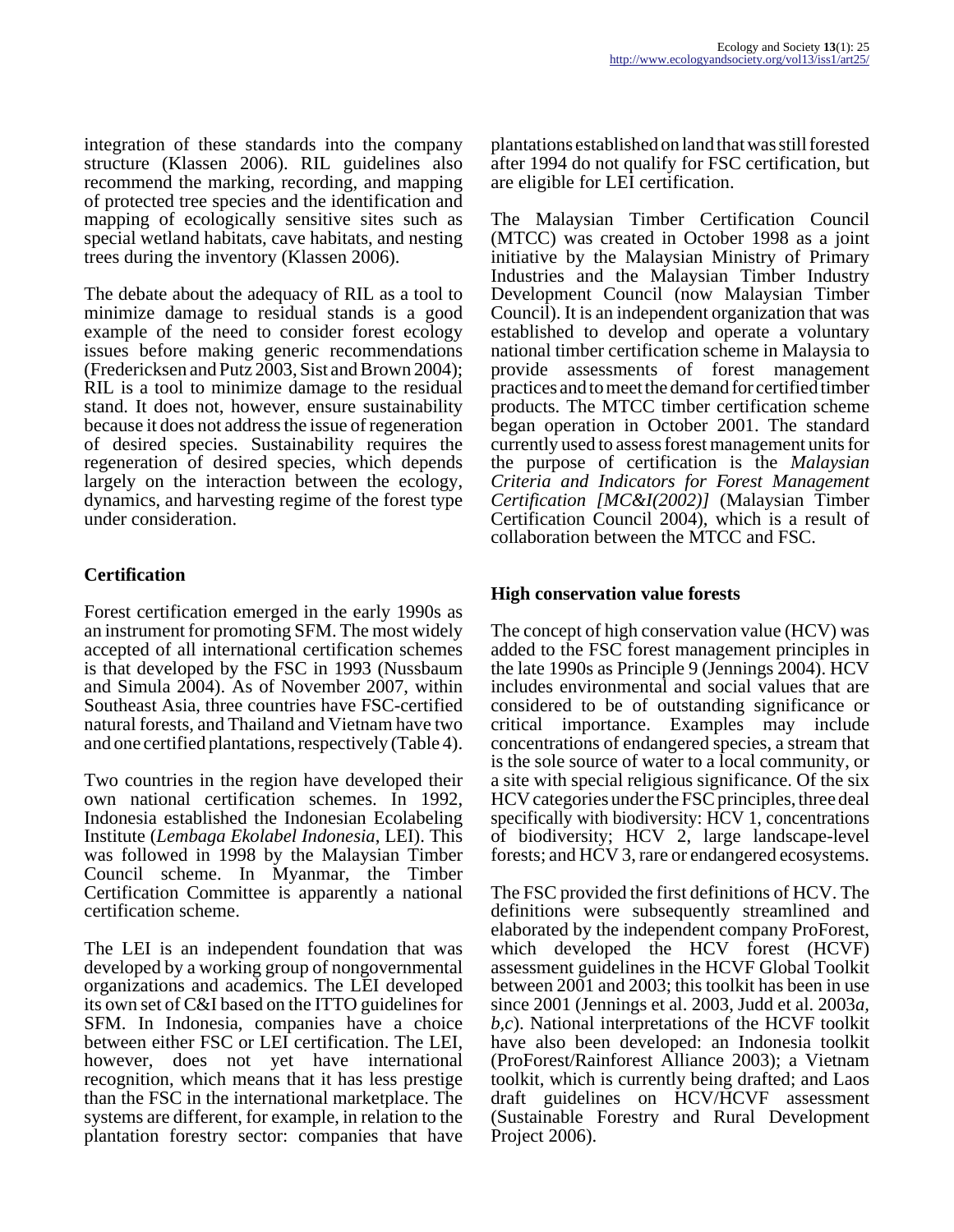integration of these standards into the company structure (Klassen 2006). RIL guidelines also recommend the marking, recording, and mapping of protected tree species and the identification and mapping of ecologically sensitive sites such as special wetland habitats, cave habitats, and nesting trees during the inventory (Klassen 2006).

The debate about the adequacy of RIL as a tool to minimize damage to residual stands is a good example of the need to consider forest ecology issues before making generic recommendations (Fredericksen and Putz 2003, Sist and Brown 2004); RIL is a tool to minimize damage to the residual stand. It does not, however, ensure sustainability because it does not address the issue of regeneration of desired species. Sustainability requires the regeneration of desired species, which depends largely on the interaction between the ecology, dynamics, and harvesting regime of the forest type under consideration.

## Certification

Forest certification emerged in the early 1990s as an instrument for promoting SFM. The most widely accepted of all international certification schemes is that developed by the FSC in 1993 (Nussbaum and Simula 2004). As of November 2007, within Southeast Asia, three countries have FSC-certified natural forests, and Thailand and Vietnam have two and one certified plantations, respectively (Table 4).

Two countries in the region have developed their own national certification schemes. In 1992, Indonesia established the Indonesian Ecolabeling Institute (*Lembaga Ekolabel Indonesia*, LEI). This was followed in 1998 by the Malaysian Timber Council scheme. In Myanmar, the Timber Certification Committee is apparently a national certification scheme.

The LEI is an independent foundation that was developed by a working group of nongovernmental organizations and academics. The LEI developed its own set of C&I based on the ITTO guidelines for SFM. In Indonesia, companies have a choice between either FSC or LEI certification. The LEI, however, does not yet have international recognition, which means that it has less prestige than the FSC in the international marketplace. The systems are different, for example, in relation to the plantation forestry sector: companies that have plantations established on land that was still forested after 1994 do not qualify for FSC certification, but are eligible for LEI certification.

The Malaysian Timber Certification Council (MTCC) was created in October 1998 as a joint initiative by the Malaysian Ministry of Primary Industries and the Malaysian Timber Industry Development Council (now Malaysian Timber Council). It is an independent organization that was established to develop and operate a voluntary national timber certification scheme in Malaysia to provide assessments of forest management practices and to meet the demand for certified timber products. The MTCC timber certification scheme began operation in October 2001. The standard currently used to assess forest management units for the purpose of certification is the *Malaysian Criteria and Indicators for Forest Management Certification [MC&I(2002)]* (Malaysian Timber Certification Council 2004), which is a result of collaboration between the MTCC and FSC.

## High conservation value forests

The concept of high conservation value (HCV) was added to the FSC forest management principles in the late 1990s as Principle 9 (Jennings 2004). HCV includes environmental and social values that are considered to be of outstanding significance or critical importance. Examples may include concentrations of endangered species, a stream that is the sole source of water to a local community, or a site with special religious significance. Of the six HCV categories under the FSC principles, three deal specifically with biodiversity: HCV 1, concentrations of biodiversity; HCV 2, large landscape-level forests; and HCV 3, rare or endangered ecosystems.

The FSC provided the first definitions of HCV. The definitions were subsequently streamlined and elaborated by the independent company ProForest, which developed the HCV forest (HCVF) assessment guidelines in the HCVF Global Toolkit between 2001 and 2003; this toolkit has been in use since 2001 (Jennings et al. 2003, Judd et al. 2003*a*, *b*,*c*). National interpretations of the HCVF toolkit have also been developed: an Indonesia toolkit (ProForest/Rainforest Alliance 2003); a Vietnam toolkit, which is currently being drafted; and Laos draft guidelines on HCV/HCVF assessment (Sustainable Forestry and Rural Development Project 2006).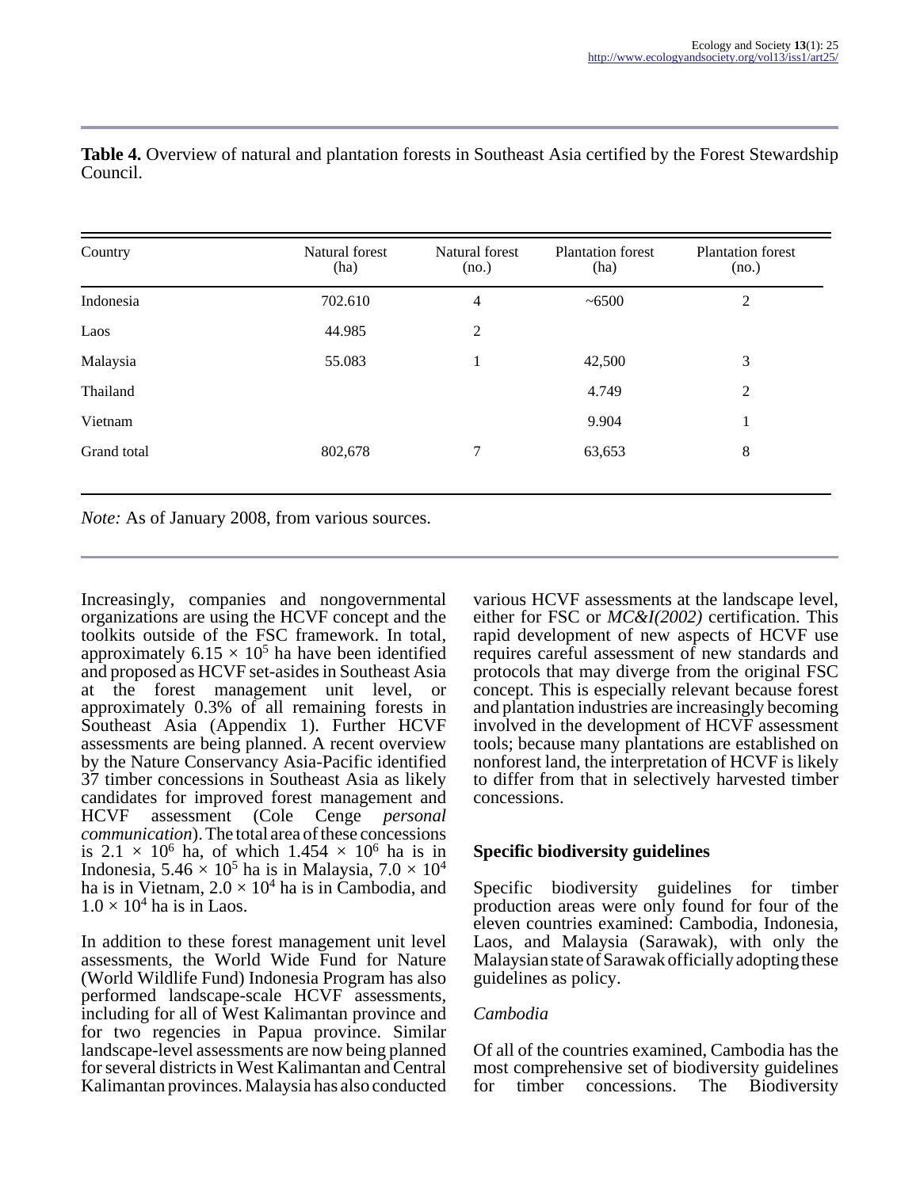**Table 4.** Overview of natural and plantation forests in Southeast Asia certified by the Forest Stewardship Council.

| Country | Natural forest (ha) | Natural forest (no.) | Plantation forest (ha) | Plantation forest (no.) |
|---|---|---|---|---|
| Indonesia | 702.610 | 4 | ~6500 | 2 |
| Laos | 44.985 | 2 | | |
| Malaysia | 55.083 | 1 | 42,500 | 3 |
| Thailand | | | 4.749 | 2 |
| Vietnam | | | 9.904 | 1 |
| Grand total | 802,678 | 7 | 63,653 | 8 |

*Note:* As of January 2008, from various sources.

Increasingly, companies and nongovernmental organizations are using the HCVF concept and the toolkits outside of the FSC framework. In total, approximately $6.15 \times 10^5$ ha have been identified and proposed as HCVF set-asides in Southeast Asia at the forest management unit level, or approximately 0.3% of all remaining forests in Southeast Asia (Appendix 1). Further HCVF assessments are being planned. A recent overview by the Nature Conservancy Asia-Pacific identified 37 timber concessions in Southeast Asia as likely candidates for improved forest management and HCVF assessment (Cole Cenge *personal communication*). The total area of these concessions is $2.1 \times 10^6$ ha, of which $1.454 \times 10^6$ ha is in Indonesia, $5.46 \times 10^5$ ha is in Malaysia, $7.0 \times 10^4$ ha is in Vietnam, $2.0 \times 10^4$ ha is in Cambodia, and $1.0 \times 10^4$ ha is in Laos.

In addition to these forest management unit level assessments, the World Wide Fund for Nature (World Wildlife Fund) Indonesia Program has also performed landscape-scale HCVF assessments, including for all of West Kalimantan province and for two regencies in Papua province. Similar landscape-level assessments are now being planned for several districts in West Kalimantan and Central Kalimantan provinces. Malaysia has also conducted various HCVF assessments at the landscape level, either for FSC or *MC&I(2002)* certification. This rapid development of new aspects of HCVF use requires careful assessment of new standards and protocols that may diverge from the original FSC concept. This is especially relevant because forest and plantation industries are increasingly becoming involved in the development of HCVF assessment tools; because many plantations are established on nonforest land, the interpretation of HCVF is likely to differ from that in selectively harvested timber concessions.

## Specific biodiversity guidelines

Specific biodiversity guidelines for timber production areas were only found for four of the eleven countries examined: Cambodia, Indonesia, Laos, and Malaysia (Sarawak), with only the Malaysian state of Sarawak officially adopting these guidelines as policy.

### *Cambodia*

Of all of the countries examined, Cambodia has the most comprehensive set of biodiversity guidelines for timber concessions. The Biodiversity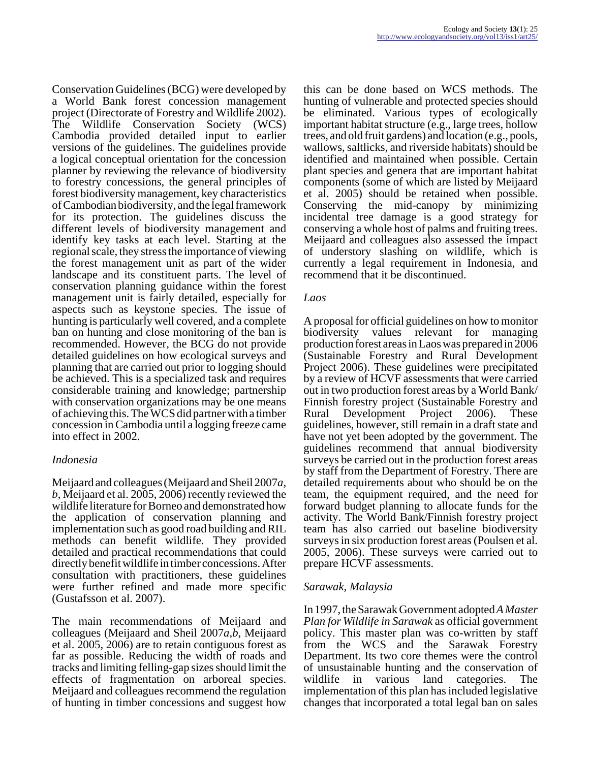Conservation Guidelines (BCG) were developed by a World Bank forest concession management project (Directorate of Forestry and Wildlife 2002). The Wildlife Conservation Society (WCS) Cambodia provided detailed input to earlier versions of the guidelines. The guidelines provide a logical conceptual orientation for the concession planner by reviewing the relevance of biodiversity to forestry concessions, the general principles of forest biodiversity management, key characteristics of Cambodian biodiversity, and the legal framework for its protection. The guidelines discuss the different levels of biodiversity management and identify key tasks at each level. Starting at the regional scale, they stress the importance of viewing the forest management unit as part of the wider landscape and its constituent parts. The level of conservation planning guidance within the forest management unit is fairly detailed, especially for aspects such as keystone species. The issue of hunting is particularly well covered, and a complete ban on hunting and close monitoring of the ban is recommended. However, the BCG do not provide detailed guidelines on how ecological surveys and planning that are carried out prior to logging should be achieved. This is a specialized task and requires considerable training and knowledge; partnership with conservation organizations may be one means of achieving this. The WCS did partner with a timber concession in Cambodia until a logging freeze came into effect in 2002.

*Indonesia*

Meijaard and colleagues (Meijaard and Sheil 2007*a*, *b*, Meijaard et al. 2005, 2006) recently reviewed the wildlife literature for Borneo and demonstrated how the application of conservation planning and implementation such as good road building and RIL methods can benefit wildlife. They provided detailed and practical recommendations that could directly benefit wildlife in timber concessions. After consultation with practitioners, these guidelines were further refined and made more specific (Gustafsson et al. 2007).

The main recommendations of Meijaard and colleagues (Meijaard and Sheil 2007*a*,*b*, Meijaard et al. 2005, 2006) are to retain contiguous forest as far as possible. Reducing the width of roads and tracks and limiting felling-gap sizes should limit the effects of fragmentation on arboreal species. Meijaard and colleagues recommend the regulation of hunting in timber concessions and suggest how this can be done based on WCS methods. The hunting of vulnerable and protected species should be eliminated. Various types of ecologically important habitat structure (e.g., large trees, hollow trees, and old fruit gardens) and location (e.g., pools, wallows, saltlicks, and riverside habitats) should be identified and maintained when possible. Certain plant species and genera that are important habitat components (some of which are listed by Meijaard et al. 2005) should be retained when possible. Conserving the mid-canopy by minimizing incidental tree damage is a good strategy for conserving a whole host of palms and fruiting trees. Meijaard and colleagues also assessed the impact of understory slashing on wildlife, which is currently a legal requirement in Indonesia, and recommend that it be discontinued.

*Laos*

A proposal for official guidelines on how to monitor biodiversity values relevant for managing production forest areas in Laos was prepared in 2006 (Sustainable Forestry and Rural Development Project 2006). These guidelines were precipitated by a review of HCVF assessments that were carried out in two production forest areas by a World Bank/ Finnish forestry project (Sustainable Forestry and Rural Development Project 2006). These guidelines, however, still remain in a draft state and have not yet been adopted by the government. The guidelines recommend that annual biodiversity surveys be carried out in the production forest areas by staff from the Department of Forestry. There are detailed requirements about who should be on the team, the equipment required, and the need for forward budget planning to allocate funds for the activity. The World Bank/Finnish forestry project team has also carried out baseline biodiversity surveys in six production forest areas (Poulsen et al. 2005, 2006). These surveys were carried out to prepare HCVF assessments.

*Sarawak, Malaysia*

In 1997, the Sarawak Government adopted *A Master Plan for Wildlife in Sarawak* as official government policy. This master plan was co-written by staff from the WCS and the Sarawak Forestry Department. Its two core themes were the control of unsustainable hunting and the conservation of wildlife in various land categories. The implementation of this plan has included legislative changes that incorporated a total legal ban on sales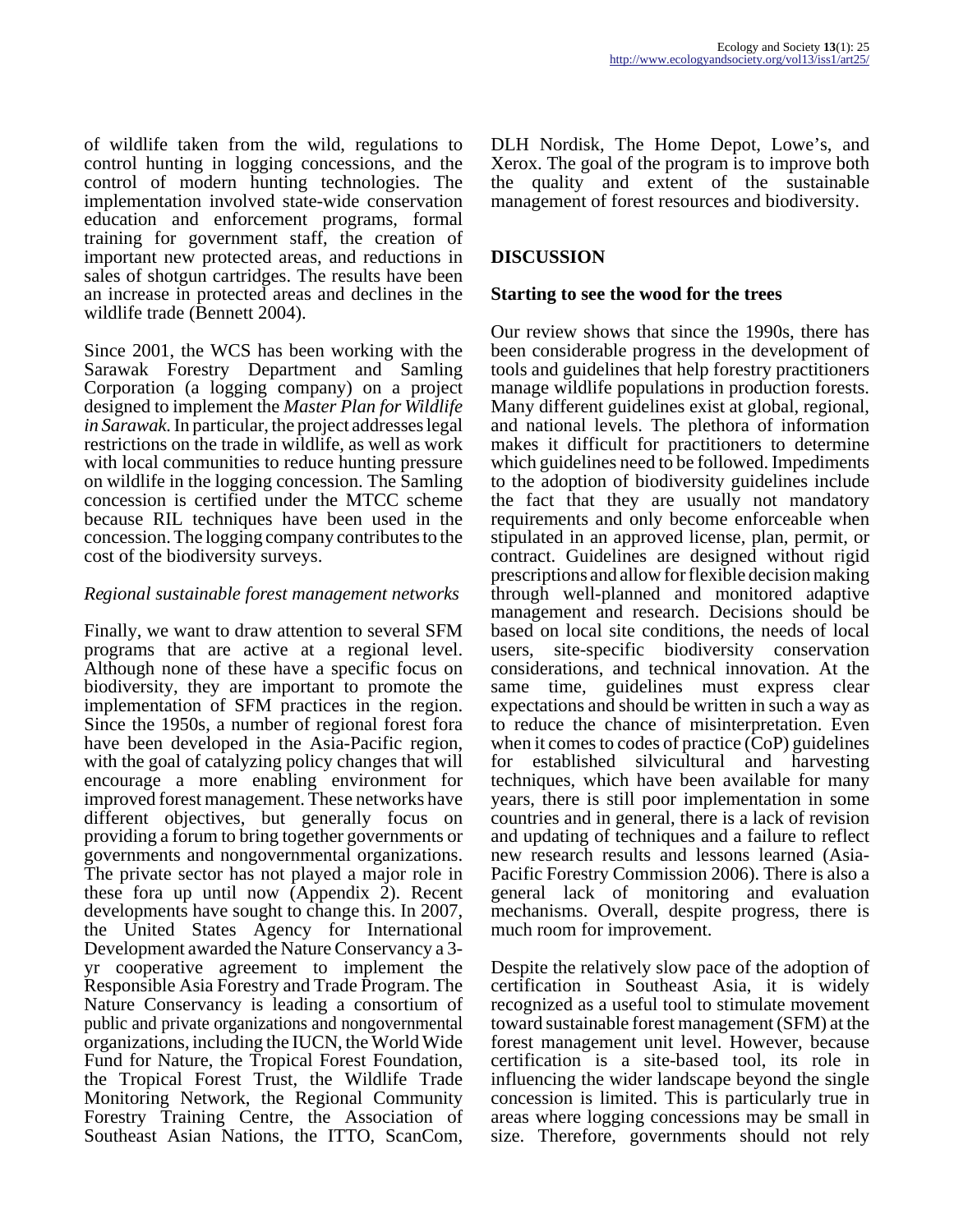of wildlife taken from the wild, regulations to control hunting in logging concessions, and the control of modern hunting technologies. The implementation involved state-wide conservation education and enforcement programs, formal training for government staff, the creation of important new protected areas, and reductions in sales of shotgun cartridges. The results have been an increase in protected areas and declines in the wildlife trade (Bennett 2004).

Since 2001, the WCS has been working with the Sarawak Forestry Department and Samling Corporation (a logging company) on a project designed to implement the *Master Plan for Wildlife in Sarawak*. In particular, the project addresses legal restrictions on the trade in wildlife, as well as work with local communities to reduce hunting pressure on wildlife in the logging concession. The Samling concession is certified under the MTCC scheme because RIL techniques have been used in the concession. The logging company contributes to the cost of the biodiversity surveys.

*Regional sustainable forest management networks*

Finally, we want to draw attention to several SFM programs that are active at a regional level. Although none of these have a specific focus on biodiversity, they are important to promote the implementation of SFM practices in the region. Since the 1950s, a number of regional forest fora have been developed in the Asia-Pacific region, with the goal of catalyzing policy changes that will encourage a more enabling environment for improved forest management. These networks have different objectives, but generally focus on providing a forum to bring together governments or governments and nongovernmental organizations. The private sector has not played a major role in these fora up until now (Appendix 2). Recent developments have sought to change this. In 2007, the United States Agency for International Development awarded the Nature Conservancy a 3-yr cooperative agreement to implement the Responsible Asia Forestry and Trade Program. The Nature Conservancy is leading a consortium of public and private organizations and nongovernmental organizations, including the IUCN, the World Wide Fund for Nature, the Tropical Forest Foundation, the Tropical Forest Trust, the Wildlife Trade Monitoring Network, the Regional Community Forestry Training Centre, the Association of Southeast Asian Nations, the ITTO, ScanCom, DLH Nordisk, The Home Depot, Lowe's, and Xerox. The goal of the program is to improve both the quality and extent of the sustainable management of forest resources and biodiversity.

## DISCUSSION

### Starting to see the wood for the trees

Our review shows that since the 1990s, there has been considerable progress in the development of tools and guidelines that help forestry practitioners manage wildlife populations in production forests. Many different guidelines exist at global, regional, and national levels. The plethora of information makes it difficult for practitioners to determine which guidelines need to be followed. Impediments to the adoption of biodiversity guidelines include the fact that they are usually not mandatory requirements and only become enforceable when stipulated in an approved license, plan, permit, or contract. Guidelines are designed without rigid prescriptions and allow for flexible decision making through well-planned and monitored adaptive management and research. Decisions should be based on local site conditions, the needs of local users, site-specific biodiversity conservation considerations, and technical innovation. At the same time, guidelines must express clear expectations and should be written in such a way as to reduce the chance of misinterpretation. Even when it comes to codes of practice (CoP) guidelines for established silvicultural and harvesting techniques, which have been available for many years, there is still poor implementation in some countries and in general, there is a lack of revision and updating of techniques and a failure to reflect new research results and lessons learned (Asia-Pacific Forestry Commission 2006). There is also a general lack of monitoring and evaluation mechanisms. Overall, despite progress, there is much room for improvement.

Despite the relatively slow pace of the adoption of certification in Southeast Asia, it is widely recognized as a useful tool to stimulate movement toward sustainable forest management (SFM) at the forest management unit level. However, because certification is a site-based tool, its role in influencing the wider landscape beyond the single concession is limited. This is particularly true in areas where logging concessions may be small in size. Therefore, governments should not rely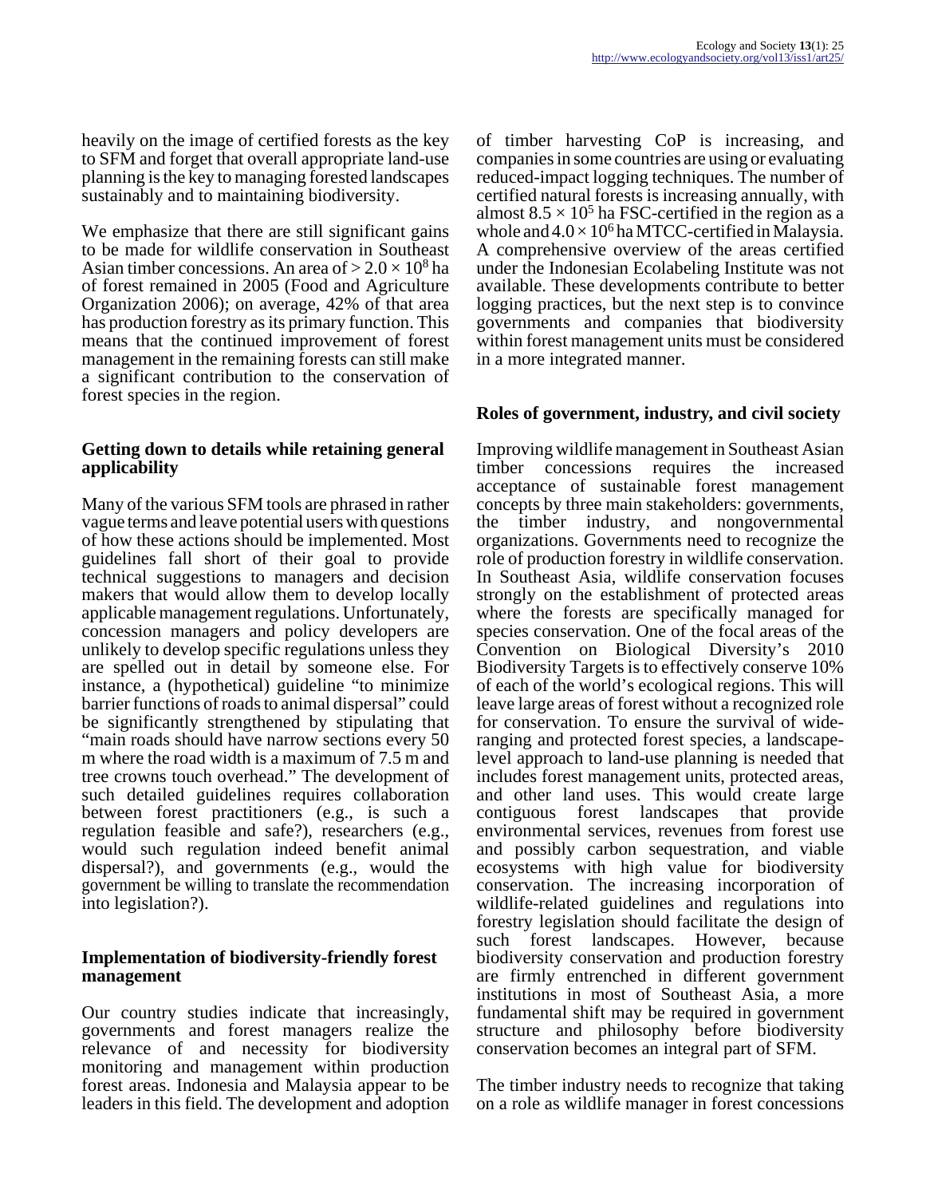heavily on the image of certified forests as the key to SFM and forget that overall appropriate land-use planning is the key to managing forested landscapes sustainably and to maintaining biodiversity.

We emphasize that there are still significant gains to be made for wildlife conservation in Southeast Asian timber concessions. An area of $> 2.0 \times 10^8$ ha of forest remained in 2005 (Food and Agriculture Organization 2006); on average, 42% of that area has production forestry as its primary function. This means that the continued improvement of forest management in the remaining forests can still make a significant contribution to the conservation of forest species in the region.

### Getting down to details while retaining general applicability

Many of the various SFM tools are phrased in rather vague terms and leave potential users with questions of how these actions should be implemented. Most guidelines fall short of their goal to provide technical suggestions to managers and decision makers that would allow them to develop locally applicable management regulations. Unfortunately, concession managers and policy developers are unlikely to develop specific regulations unless they are spelled out in detail by someone else. For instance, a (hypothetical) guideline "to minimize barrier functions of roads to animal dispersal" could be significantly strengthened by stipulating that "main roads should have narrow sections every 50 m where the road width is a maximum of 7.5 m and tree crowns touch overhead." The development of such detailed guidelines requires collaboration between forest practitioners (e.g., is such a regulation feasible and safe?), researchers (e.g., would such regulation indeed benefit animal dispersal?), and governments (e.g., would the government be willing to translate the recommendation into legislation?).

### Implementation of biodiversity-friendly forest management

Our country studies indicate that increasingly, governments and forest managers realize the relevance of and necessity for biodiversity monitoring and management within production forest areas. Indonesia and Malaysia appear to be leaders in this field. The development and adoption of timber harvesting CoP is increasing, and companies in some countries are using or evaluating reduced-impact logging techniques. The number of certified natural forests is increasing annually, with almost $8.5 \times 10^5$ ha FSC-certified in the region as a whole and $4.0 \times 10^6$ ha MTCC-certified in Malaysia. A comprehensive overview of the areas certified under the Indonesian Ecolabeling Institute was not available. These developments contribute to better logging practices, but the next step is to convince governments and companies that biodiversity within forest management units must be considered in a more integrated manner.

### Roles of government, industry, and civil society

Improving wildlife management in Southeast Asian timber concessions requires the increased acceptance of sustainable forest management concepts by three main stakeholders: governments, the timber industry, and nongovernmental organizations. Governments need to recognize the role of production forestry in wildlife conservation. In Southeast Asia, wildlife conservation focuses strongly on the establishment of protected areas where the forests are specifically managed for species conservation. One of the focal areas of the Convention on Biological Diversity's 2010 Biodiversity Targets is to effectively conserve 10% of each of the world's ecological regions. This will leave large areas of forest without a recognized role for conservation. To ensure the survival of wide-ranging and protected forest species, a landscape-level approach to land-use planning is needed that includes forest management units, protected areas, and other land uses. This would create large contiguous forest landscapes that provide environmental services, revenues from forest use and possibly carbon sequestration, and viable ecosystems with high value for biodiversity conservation. The increasing incorporation of wildlife-related guidelines and regulations into forestry legislation should facilitate the design of such forest landscapes. However, because biodiversity conservation and production forestry are firmly entrenched in different government institutions in most of Southeast Asia, a more fundamental shift may be required in government structure and philosophy before biodiversity conservation becomes an integral part of SFM.

The timber industry needs to recognize that taking on a role as wildlife manager in forest concessions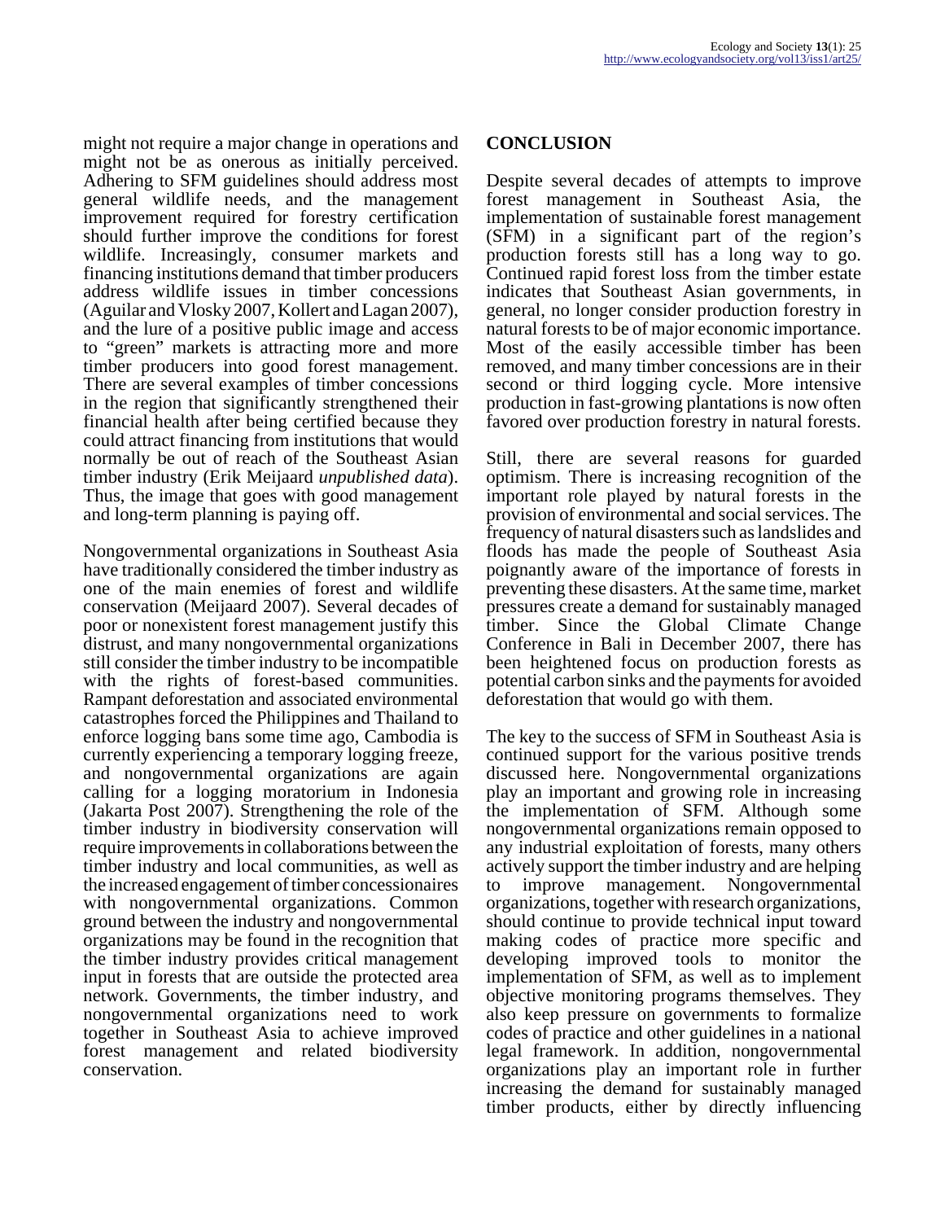might not require a major change in operations and might not be as onerous as initially perceived. Adhering to SFM guidelines should address most general wildlife needs, and the management improvement required for forestry certification should further improve the conditions for forest wildlife. Increasingly, consumer markets and financing institutions demand that timber producers address wildlife issues in timber concessions (Aguilar and Vlosky 2007, Kollert and Lagan 2007), and the lure of a positive public image and access to "green" markets is attracting more and more timber producers into good forest management. There are several examples of timber concessions in the region that significantly strengthened their financial health after being certified because they could attract financing from institutions that would normally be out of reach of the Southeast Asian timber industry (Erik Meijaard *unpublished data*). Thus, the image that goes with good management and long-term planning is paying off.

Nongovernmental organizations in Southeast Asia have traditionally considered the timber industry as one of the main enemies of forest and wildlife conservation (Meijaard 2007). Several decades of poor or nonexistent forest management justify this distrust, and many nongovernmental organizations still consider the timber industry to be incompatible with the rights of forest-based communities. Rampant deforestation and associated environmental catastrophes forced the Philippines and Thailand to enforce logging bans some time ago, Cambodia is currently experiencing a temporary logging freeze, and nongovernmental organizations are again calling for a logging moratorium in Indonesia (Jakarta Post 2007). Strengthening the role of the timber industry in biodiversity conservation will require improvements in collaborations between the timber industry and local communities, as well as the increased engagement of timber concessionaires with nongovernmental organizations. Common ground between the industry and nongovernmental organizations may be found in the recognition that the timber industry provides critical management input in forests that are outside the protected area network. Governments, the timber industry, and nongovernmental organizations need to work together in Southeast Asia to achieve improved forest management and related biodiversity conservation.

## CONCLUSION

Despite several decades of attempts to improve forest management in Southeast Asia, the implementation of sustainable forest management (SFM) in a significant part of the region's production forests still has a long way to go. Continued rapid forest loss from the timber estate indicates that Southeast Asian governments, in general, no longer consider production forestry in natural forests to be of major economic importance. Most of the easily accessible timber has been removed, and many timber concessions are in their second or third logging cycle. More intensive production in fast-growing plantations is now often favored over production forestry in natural forests.

Still, there are several reasons for guarded optimism. There is increasing recognition of the important role played by natural forests in the provision of environmental and social services. The frequency of natural disasters such as landslides and floods has made the people of Southeast Asia poignantly aware of the importance of forests in preventing these disasters. At the same time, market pressures create a demand for sustainably managed timber. Since the Global Climate Change Conference in Bali in December 2007, there has been heightened focus on production forests as potential carbon sinks and the payments for avoided deforestation that would go with them.

The key to the success of SFM in Southeast Asia is continued support for the various positive trends discussed here. Nongovernmental organizations play an important and growing role in increasing the implementation of SFM. Although some nongovernmental organizations remain opposed to any industrial exploitation of forests, many others actively support the timber industry and are helping to improve management. Nongovernmental organizations, together with research organizations, should continue to provide technical input toward making codes of practice more specific and developing improved tools to monitor the implementation of SFM, as well as to implement objective monitoring programs themselves. They also keep pressure on governments to formalize codes of practice and other guidelines in a national legal framework. In addition, nongovernmental organizations play an important role in further increasing the demand for sustainably managed timber products, either by directly influencing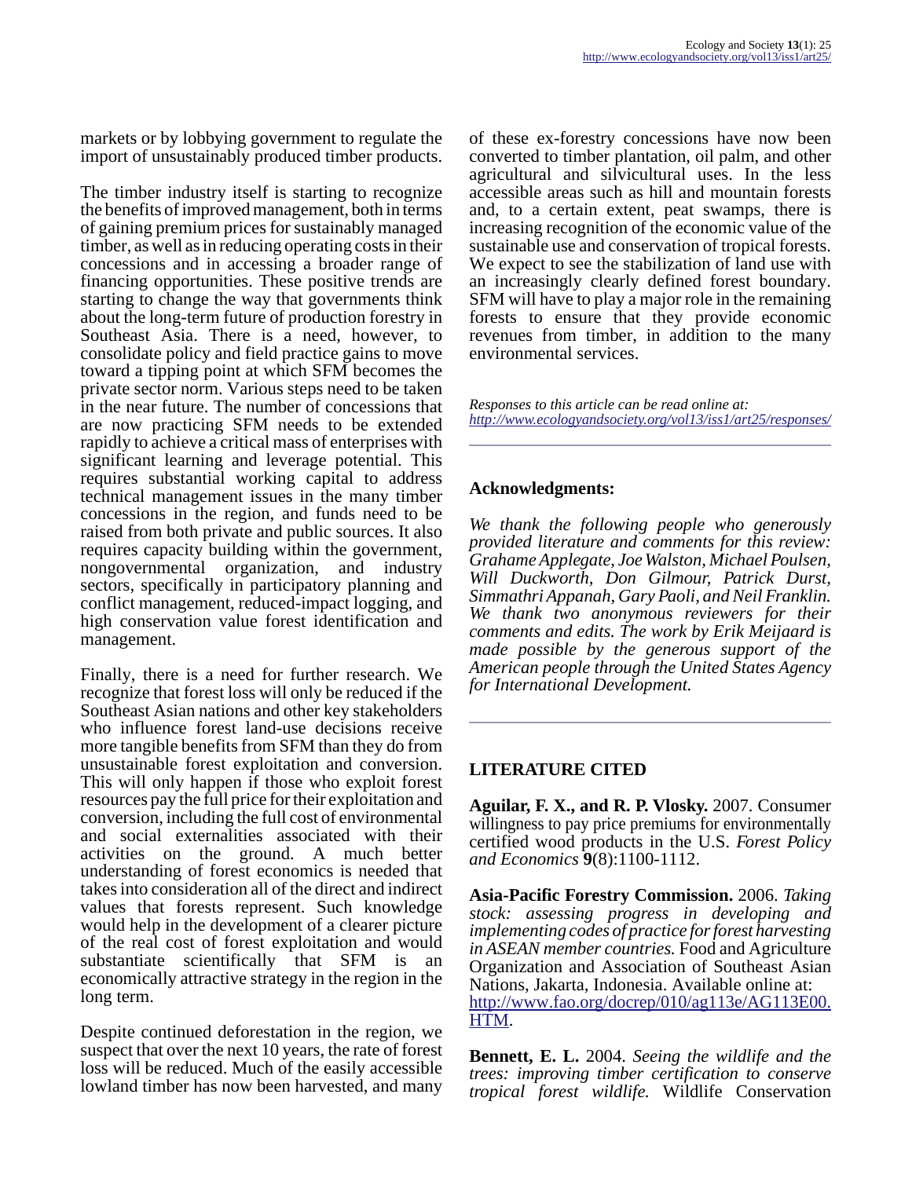markets or by lobbying government to regulate the import of unsustainably produced timber products.

The timber industry itself is starting to recognize the benefits of improved management, both in terms of gaining premium prices for sustainably managed timber, as well as in reducing operating costs in their concessions and in accessing a broader range of financing opportunities. These positive trends are starting to change the way that governments think about the long-term future of production forestry in Southeast Asia. There is a need, however, to consolidate policy and field practice gains to move toward a tipping point at which SFM becomes the private sector norm. Various steps need to be taken in the near future. The number of concessions that are now practicing SFM needs to be extended rapidly to achieve a critical mass of enterprises with significant learning and leverage potential. This requires substantial working capital to address technical management issues in the many timber concessions in the region, and funds need to be raised from both private and public sources. It also requires capacity building within the government, nongovernmental organization, and industry sectors, specifically in participatory planning and conflict management, reduced-impact logging, and high conservation value forest identification and management.

Finally, there is a need for further research. We recognize that forest loss will only be reduced if the Southeast Asian nations and other key stakeholders who influence forest land-use decisions receive more tangible benefits from SFM than they do from unsustainable forest exploitation and conversion. This will only happen if those who exploit forest resources pay the full price for their exploitation and conversion, including the full cost of environmental and social externalities associated with their activities on the ground. A much better understanding of forest economics is needed that takes into consideration all of the direct and indirect values that forests represent. Such knowledge would help in the development of a clearer picture of the real cost of forest exploitation and would substantiate scientifically that SFM is an economically attractive strategy in the region in the long term.

Despite continued deforestation in the region, we suspect that over the next 10 years, the rate of forest loss will be reduced. Much of the easily accessible lowland timber has now been harvested, and many of these ex-forestry concessions have now been converted to timber plantation, oil palm, and other agricultural and silvicultural uses. In the less accessible areas such as hill and mountain forests and, to a certain extent, peat swamps, there is increasing recognition of the economic value of the sustainable use and conservation of tropical forests. We expect to see the stabilization of land use with an increasingly clearly defined forest boundary. SFM will have to play a major role in the remaining forests to ensure that they provide economic revenues from timber, in addition to the many environmental services.

*Responses to this article can be read online at:* *http://www.ecologyandsociety.org/vol13/iss1/art25/responses/*

## Acknowledgments:

*We thank the following people who generously provided literature and comments for this review: Grahame Applegate, Joe Walston, Michael Poulsen, Will Duckworth, Don Gilmour, Patrick Durst, Simmathri Appanah, Gary Paoli, and Neil Franklin. We thank two anonymous reviewers for their comments and edits. The work by Erik Meijaard is made possible by the generous support of the American people through the United States Agency for International Development.*

## LITERATURE CITED

**Aguilar, F. X., and R. P. Vlosky.** 2007. Consumer willingness to pay price premiums for environmentally certified wood products in the U.S. *Forest Policy and Economics* **9**(8):1100-1112.

**Asia-Pacific Forestry Commission.** 2006. *Taking stock: assessing progress in developing and implementing codes of practice for forest harvesting in ASEAN member countries.* Food and Agriculture Organization and Association of Southeast Asian Nations, Jakarta, Indonesia. Available online at: http://www.fao.org/docrep/010/ag113e/AG113E00.HTM.

**Bennett, E. L.** 2004. *Seeing the wildlife and the trees: improving timber certification to conserve tropical forest wildlife.* Wildlife Conservation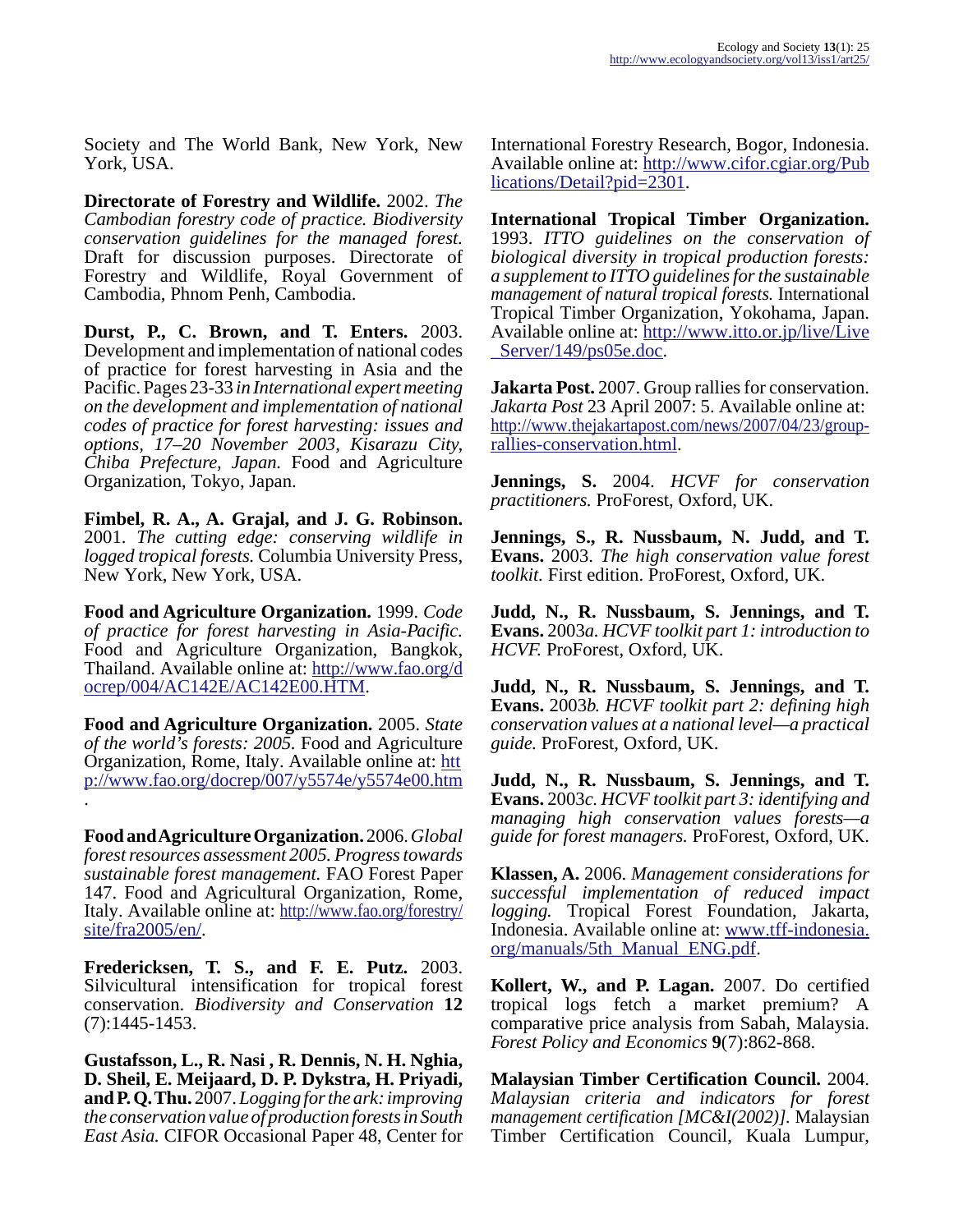Society and The World Bank, New York, New York, USA.

**Directorate of Forestry and Wildlife.** 2002. *The Cambodian forestry code of practice. Biodiversity conservation guidelines for the managed forest.* Draft for discussion purposes. Directorate of Forestry and Wildlife, Royal Government of Cambodia, Phnom Penh, Cambodia.

**Durst, P., C. Brown, and T. Enters.** 2003. Development and implementation of national codes of practice for forest harvesting in Asia and the Pacific. Pages 23-33 *in International expert meeting on the development and implementation of national codes of practice for forest harvesting: issues and options, 17–20 November 2003, Kisarazu City, Chiba Prefecture, Japan.* Food and Agriculture Organization, Tokyo, Japan.

**Fimbel, R. A., A. Grajal, and J. G. Robinson.** 2001. *The cutting edge: conserving wildlife in logged tropical forests.* Columbia University Press, New York, New York, USA.

**Food and Agriculture Organization.** 1999. *Code of practice for forest harvesting in Asia-Pacific.* Food and Agriculture Organization, Bangkok, Thailand. Available online at: http://www.fao.org/docrep/004/AC142E/AC142E00.HTM.

**Food and Agriculture Organization.** 2005. *State of the world's forests: 2005.* Food and Agriculture Organization, Rome, Italy. Available online at: http://www.fao.org/docrep/007/y5574e/y5574e00.htm.

**Food and Agriculture Organization.** 2006. *Global forest resources assessment 2005. Progress towards sustainable forest management.* FAO Forest Paper 147. Food and Agricultural Organization, Rome, Italy. Available online at: http://www.fao.org/forestry/site/fra2005/en/.

**Fredericksen, T. S., and F. E. Putz.** 2003. Silvicultural intensification for tropical forest conservation. *Biodiversity and Conservation* **12**(7):1445-1453.

**Gustafsson, L., R. Nasi , R. Dennis, N. H. Nghia, D. Sheil, E. Meijaard, D. P. Dykstra, H. Priyadi, and P. Q. Thu.** 2007. *Logging for the ark: improving the conservation value of production forests in South East Asia.* CIFOR Occasional Paper 48, Center for International Forestry Research, Bogor, Indonesia. Available online at: http://www.cifor.cgiar.org/Publications/Detail?pid=2301.

**International Tropical Timber Organization.** 1993. *ITTO guidelines on the conservation of biological diversity in tropical production forests: a supplement to ITTO guidelines for the sustainable management of natural tropical forests.* International Tropical Timber Organization, Yokohama, Japan. Available online at: http://www.itto.or.jp/live/Live_Server/149/ps05e.doc.

**Jakarta Post.** 2007. Group rallies for conservation. *Jakarta Post* 23 April 2007: 5. Available online at: http://www.thejakartapost.com/news/2007/04/23/group-rallies-conservation.html.

**Jennings, S.** 2004. *HCVF for conservation practitioners.* ProForest, Oxford, UK.

**Jennings, S., R. Nussbaum, N. Judd, and T. Evans.** 2003. *The high conservation value forest toolkit.* First edition. ProForest, Oxford, UK.

**Judd, N., R. Nussbaum, S. Jennings, and T. Evans.** 2003*a*. *HCVF toolkit part 1: introduction to HCVF.* ProForest, Oxford, UK.

**Judd, N., R. Nussbaum, S. Jennings, and T. Evans.** 2003*b*. *HCVF toolkit part 2: defining high conservation values at a national level—a practical guide.* ProForest, Oxford, UK.

**Judd, N., R. Nussbaum, S. Jennings, and T. Evans.** 2003*c*. *HCVF toolkit part 3: identifying and managing high conservation values forests—a guide for forest managers.* ProForest, Oxford, UK.

**Klassen, A.** 2006. *Management considerations for successful implementation of reduced impact logging.* Tropical Forest Foundation, Jakarta, Indonesia. Available online at: www.tff-indonesia.org/manuals/5th_Manual_ENG.pdf.

**Kollert, W., and P. Lagan.** 2007. Do certified tropical logs fetch a market premium? A comparative price analysis from Sabah, Malaysia. *Forest Policy and Economics* **9**(7):862-868.

**Malaysian Timber Certification Council.** 2004. *Malaysian criteria and indicators for forest management certification [MC&I(2002)].* Malaysian Timber Certification Council, Kuala Lumpur,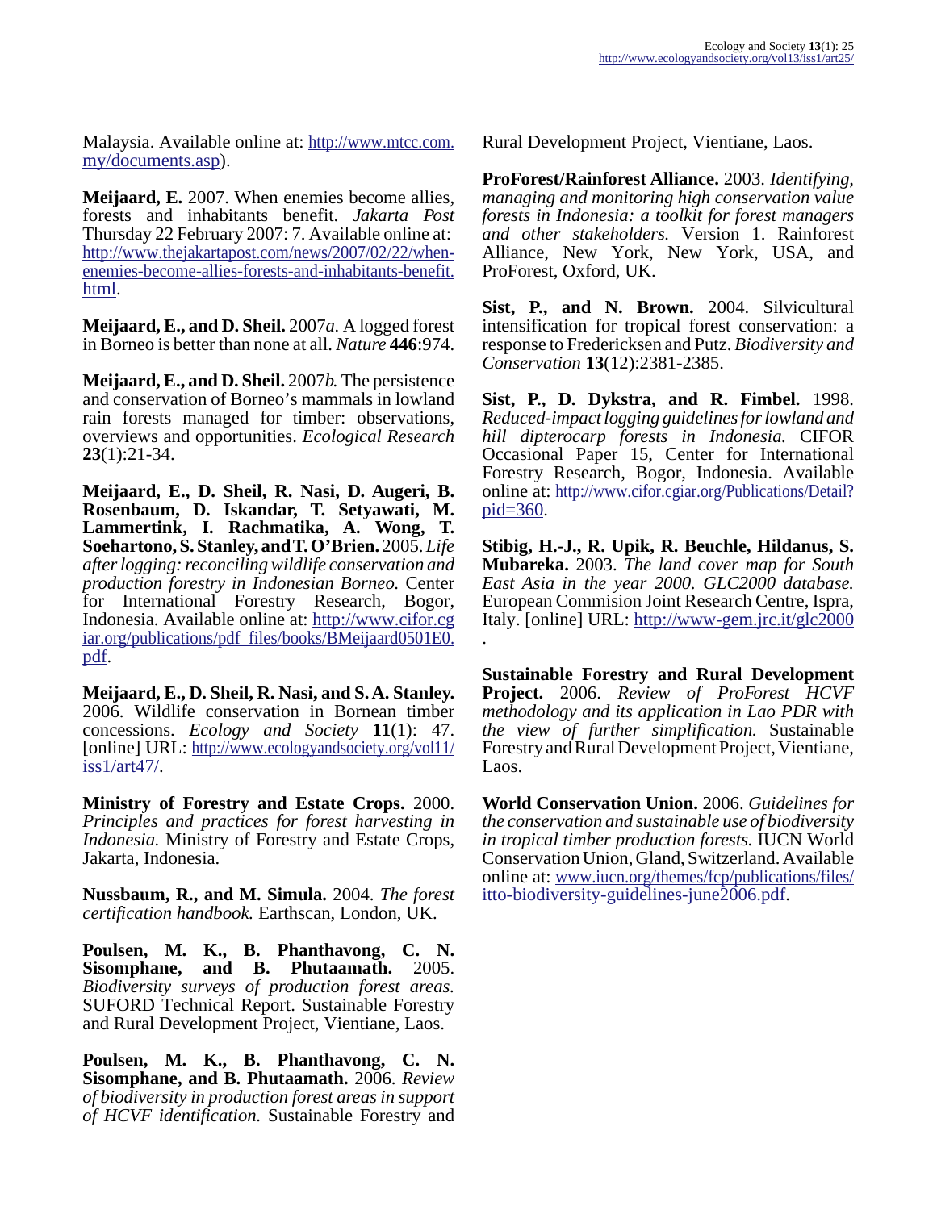Malaysia. Available online at: http://www.mtcc.com.my/documents.asp).

**Meijaard, E.** 2007. When enemies become allies, forests and inhabitants benefit. *Jakarta Post* Thursday 22 February 2007: 7. Available online at: http://www.thejakartapost.com/news/2007/02/22/when-enemies-become-allies-forests-and-inhabitants-benefit.html.

**Meijaard, E., and D. Sheil.** 2007*a*. A logged forest in Borneo is better than none at all. *Nature* **446**:974.

**Meijaard, E., and D. Sheil.** 2007*b*. The persistence and conservation of Borneo's mammals in lowland rain forests managed for timber: observations, overviews and opportunities. *Ecological Research* **23**(1):21-34.

**Meijaard, E., D. Sheil, R. Nasi, D. Augeri, B. Rosenbaum, D. Iskandar, T. Setyawati, M. Lammertink, I. Rachmatika, A. Wong, T. Soehartono, S. Stanley, and T. O'Brien.** 2005. *Life after logging: reconciling wildlife conservation and production forestry in Indonesian Borneo.* Center for International Forestry Research, Bogor, Indonesia. Available online at: http://www.cifor.cgiar.org/publications/pdf_files/books/BMeijaard0501E0.pdf.

**Meijaard, E., D. Sheil, R. Nasi, and S. A. Stanley.** 2006. Wildlife conservation in Bornean timber concessions. *Ecology and Society* **11**(1): 47. [online] URL: http://www.ecologyandsociety.org/vol11/iss1/art47/.

**Ministry of Forestry and Estate Crops.** 2000. *Principles and practices for forest harvesting in Indonesia.* Ministry of Forestry and Estate Crops, Jakarta, Indonesia.

**Nussbaum, R., and M. Simula.** 2004. *The forest certification handbook.* Earthscan, London, UK.

**Poulsen, M. K., B. Phanthavong, C. N. Sisomphane, and B. Phutaamath.** 2005. *Biodiversity surveys of production forest areas.* SUFORD Technical Report. Sustainable Forestry and Rural Development Project, Vientiane, Laos.

**Poulsen, M. K., B. Phanthavong, C. N. Sisomphane, and B. Phutaamath.** 2006. *Review of biodiversity in production forest areas in support of HCVF identification.* Sustainable Forestry and Rural Development Project, Vientiane, Laos.

**ProForest/Rainforest Alliance.** 2003. *Identifying, managing and monitoring high conservation value forests in Indonesia: a toolkit for forest managers and other stakeholders.* Version 1. Rainforest Alliance, New York, New York, USA, and ProForest, Oxford, UK.

**Sist, P., and N. Brown.** 2004. Silvicultural intensification for tropical forest conservation: a response to Fredericksen and Putz. *Biodiversity and Conservation* **13**(12):2381-2385.

**Sist, P., D. Dykstra, and R. Fimbel.** 1998. *Reduced-impact logging guidelines for lowland and hill dipterocarp forests in Indonesia.* CIFOR Occasional Paper 15, Center for International Forestry Research, Bogor, Indonesia. Available online at: http://www.cifor.cgiar.org/Publications/Detail?pid=360.

**Stibig, H.-J., R. Upik, R. Beuchle, Hildanus, S. Mubareka.** 2003. *The land cover map for South East Asia in the year 2000. GLC2000 database.* European Commision Joint Research Centre, Ispra, Italy. [online] URL: http://www-gem.jrc.it/glc2000.

**Sustainable Forestry and Rural Development Project.** 2006. *Review of ProForest HCVF methodology and its application in Lao PDR with the view of further simplification.* Sustainable Forestry and Rural Development Project, Vientiane, Laos.

**World Conservation Union.** 2006. *Guidelines for the conservation and sustainable use of biodiversity in tropical timber production forests.* IUCN World Conservation Union, Gland, Switzerland. Available online at: www.iucn.org/themes/fcp/publications/files/itto-biodiversity-guidelines-june2006.pdf.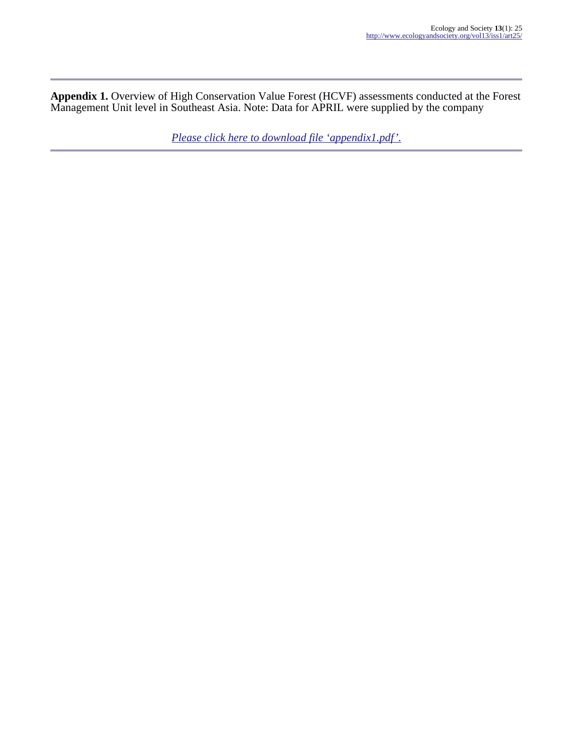**Appendix 1.** Overview of High Conservation Value Forest (HCVF) assessments conducted at the Forest Management Unit level in Southeast Asia. Note: Data for APRIL were supplied by the company

*Please click here to download file 'appendix1.pdf'.*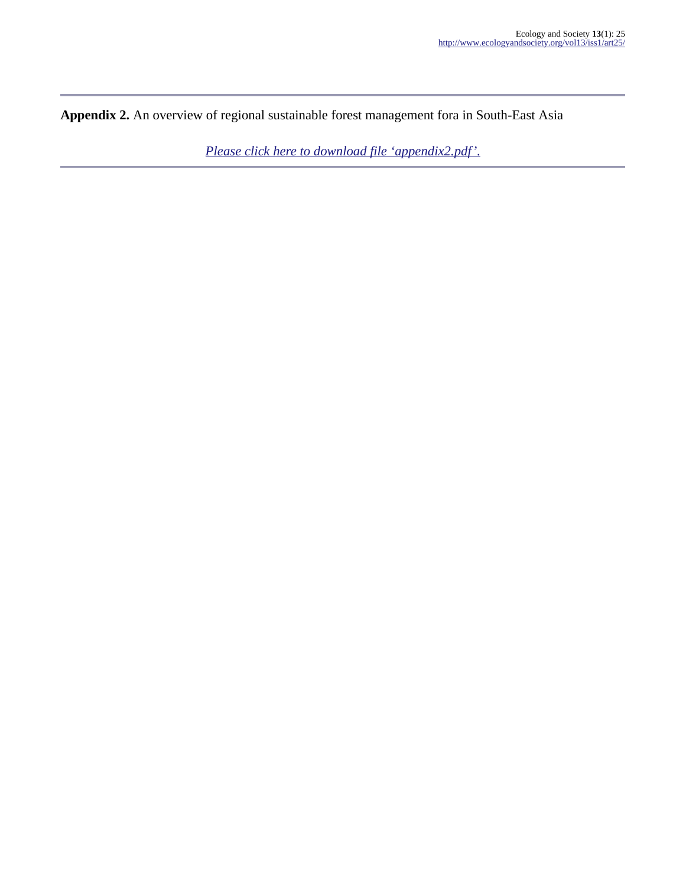**Appendix 2.** An overview of regional sustainable forest management fora in South-East Asia

*Please click here to download file 'appendix2.pdf'.*